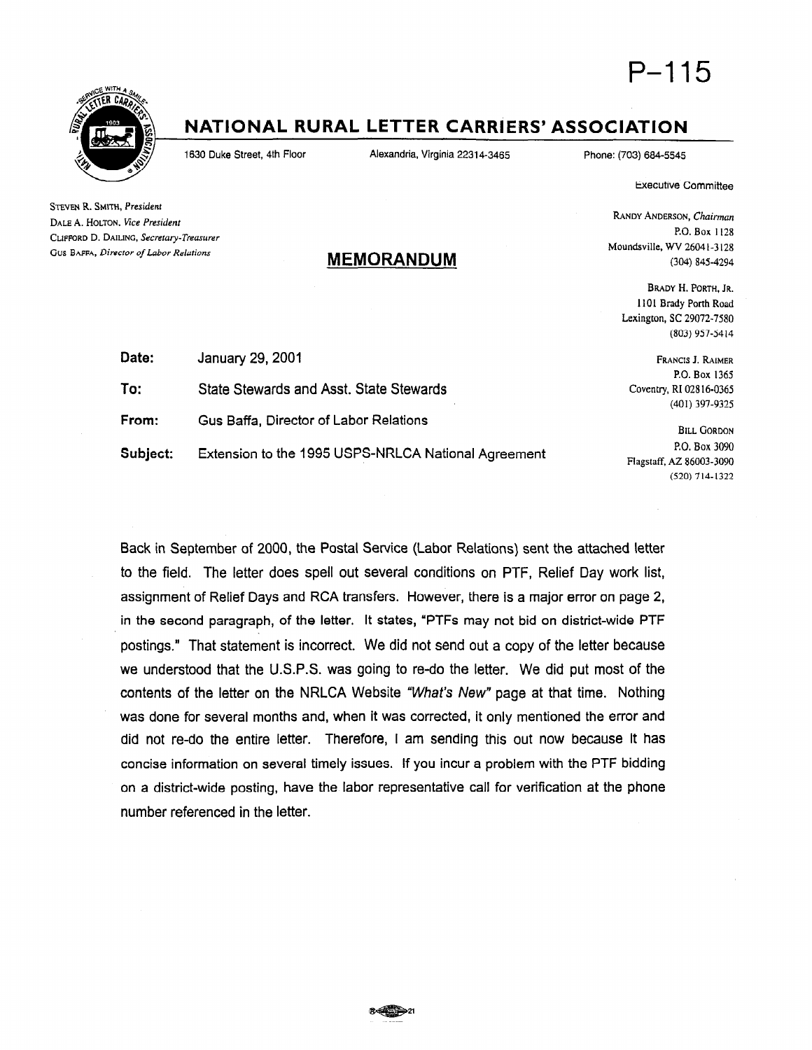# P-115

## NATIONAL RURAL LETTER CARRIERS' ASSOCIATION

1630 Duke Street, 4th Floor | Alexandria, Virginia 22314-3465 | Phone: (703) 684-5545

STEVEN R. SMITH, *President*
DALE A. HOLTON, *Vice President*
CLIFFORD D. DAILING, *Secretary-Treasurer*
GUS BAFFA, *Director of Labor Relations*

Executive Committee

RANDY ANDERSON, *Chairman*
P.O. Box 1128
Moundsville, WV 26041-3128
(304) 845-4294

BRADY H. PORTH, JR.
1101 Brady Porth Road
Lexington, SC 29072-7580
(803) 957-5414

FRANCIS J. RAIMER
P.O. Box 1365
Coventry, RI 02816-0365
(401) 397-9325

BILL GORDON
P.O. Box 3090
Flagstaff, AZ 86003-3090
(520) 714-1322

## MEMORANDUM

**Date:** January 29, 2001

**To:** State Stewards and Asst. State Stewards

**From:** Gus Baffa, Director of Labor Relations

**Subject:** Extension to the 1995 USPS-NRLCA National Agreement

Back in September of 2000, the Postal Service (Labor Relations) sent the attached letter to the field. The letter does spell out several conditions on PTF, Relief Day work list, assignment of Relief Days and RCA transfers. However, there is a major error on page 2, in the second paragraph, of the letter. It states, "PTFs may not bid on district-wide PTF postings." That statement is incorrect. We did not send out a copy of the letter because we understood that the U.S.P.S. was going to re-do the letter. We did put most of the contents of the letter on the NRLCA Website *"What's New"* page at that time. Nothing was done for several months and, when it was corrected, it only mentioned the error and did not re-do the entire letter. Therefore, I am sending this out now because it has concise information on several timely issues. If you incur a problem with the PTF bidding on a district-wide posting, have the labor representative call for verification at the phone number referenced in the letter.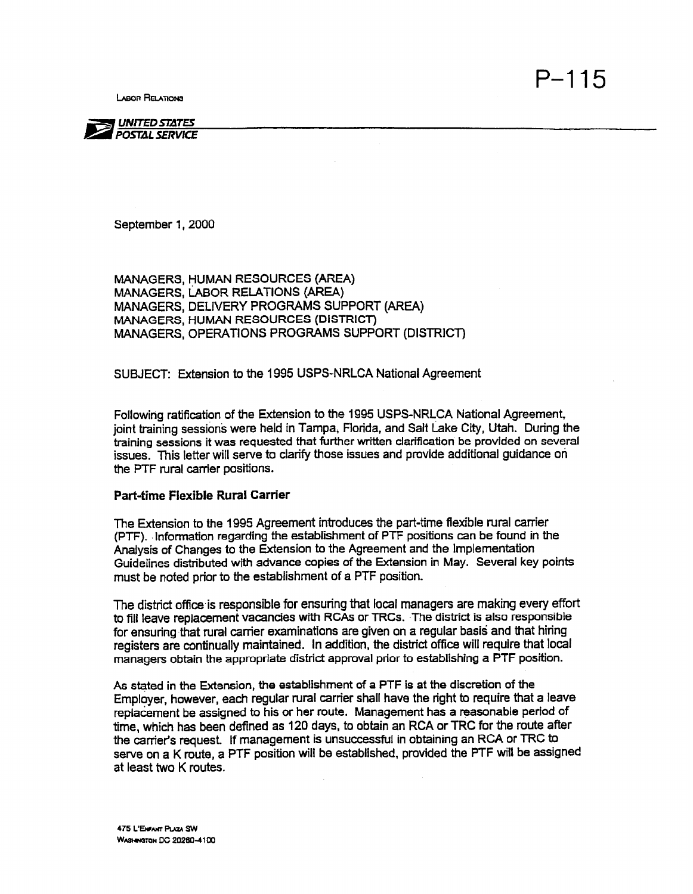P-115

LABOR RELATIONS

UNITED STATES POSTAL SERVICE

September 1, 2000

MANAGERS, HUMAN RESOURCES (AREA)
MANAGERS, LABOR RELATIONS (AREA)
MANAGERS, DELIVERY PROGRAMS SUPPORT (AREA)
MANAGERS, HUMAN RESOURCES (DISTRICT)
MANAGERS, OPERATIONS PROGRAMS SUPPORT (DISTRICT)

SUBJECT: Extension to the 1995 USPS-NRLCA National Agreement

Following ratification of the Extension to the 1995 USPS-NRLCA National Agreement, joint training sessions were held in Tampa, Florida, and Salt Lake City, Utah. During the training sessions it was requested that further written clarification be provided on several issues. This letter will serve to clarify those issues and provide additional guidance on the PTF rural carrier positions.

**Part-time Flexible Rural Carrier**

The Extension to the 1995 Agreement introduces the part-time flexible rural carrier (PTF). Information regarding the establishment of PTF positions can be found in the Analysis of Changes to the Extension to the Agreement and the Implementation Guidelines distributed with advance copies of the Extension in May. Several key points must be noted prior to the establishment of a PTF position.

The district office is responsible for ensuring that local managers are making every effort to fill leave replacement vacancies with RCAs or TRCs. The district is also responsible for ensuring that rural carrier examinations are given on a regular basis and that hiring registers are continually maintained. In addition, the district office will require that local managers obtain the appropriate district approval prior to establishing a PTF position.

As stated in the Extension, the establishment of a PTF is at the discretion of the Employer, however, each regular rural carrier shall have the right to require that a leave replacement be assigned to his or her route. Management has a reasonable period of time, which has been defined as 120 days, to obtain an RCA or TRC for the route after the carrier's request. If management is unsuccessful in obtaining an RCA or TRC to serve on a K route, a PTF position will be established, provided the PTF will be assigned at least two K routes.

475 L'ENFANT PLAZA SW
WASHINGTON DC 20260-4100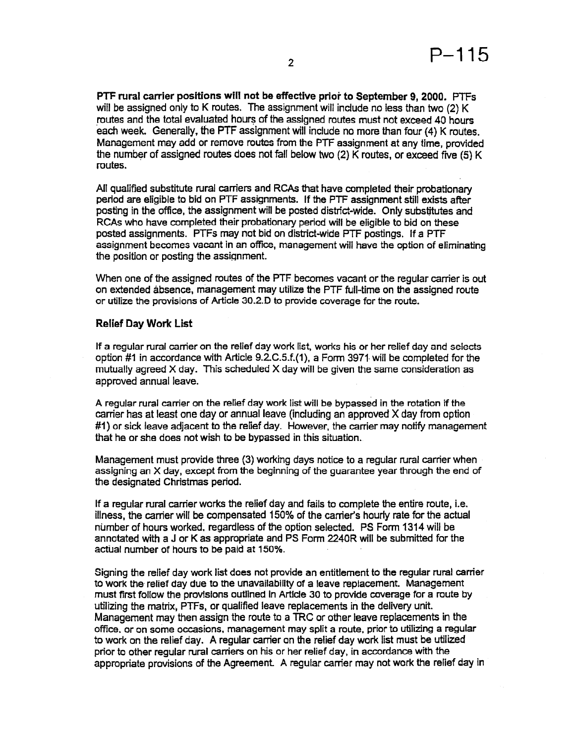**PTF rural carrier positions will not be effective prior to September 9, 2000.** PTFs will be assigned only to K routes. The assignment will include no less than two (2) K routes and the total evaluated hours of the assigned routes must not exceed 40 hours each week. Generally, the PTF assignment will include no more than four (4) K routes. Management may add or remove routes from the PTF assignment at any time, provided the number of assigned routes does not fall below two (2) K routes, or exceed five (5) K routes.

All qualified substitute rural carriers and RCAs that have completed their probationary period are eligible to bid on PTF assignments. If the PTF assignment still exists after posting in the office, the assignment will be posted district-wide. Only substitutes and RCAs who have completed their probationary period will be eligible to bid on these posted assignments. PTFs may not bid on district-wide PTF postings. If a PTF assignment becomes vacant in an office, management will have the option of eliminating the position or posting the assignment.

When one of the assigned routes of the PTF becomes vacant or the regular carrier is out on extended absence, management may utilize the PTF full-time on the assigned route or utilize the provisions of Article 30.2.D to provide coverage for the route.

**Relief Day Work List**

If a regular rural carrier on the relief day work list, works his or her relief day and selects option #1 in accordance with Article 9.2.C.5.f.(1), a Form 3971 will be completed for the mutually agreed X day. This scheduled X day will be given the same consideration as approved annual leave.

A regular rural carrier on the relief day work list will be bypassed in the rotation if the carrier has at least one day or annual leave (including an approved X day from option #1) or sick leave adjacent to the relief day. However, the carrier may notify management that he or she does not wish to be bypassed in this situation.

Management must provide three (3) working days notice to a regular rural carrier when assigning an X day, except from the beginning of the guarantee year through the end of the designated Christmas period.

If a regular rural carrier works the relief day and fails to complete the entire route, i.e. illness, the carrier will be compensated 150% of the carrier's hourly rate for the actual number of hours worked, regardless of the option selected. PS Form 1314 will be annotated with a J or K as appropriate and PS Form 2240R will be submitted for the actual number of hours to be paid at 150%.

Signing the relief day work list does not provide an entitlement to the regular rural carrier to work the relief day due to the unavailability of a leave replacement. Management must first follow the provisions outlined in Article 30 to provide coverage for a route by utilizing the matrix, PTFs, or qualified leave replacements in the delivery unit. Management may then assign the route to a TRC or other leave replacements in the office, or on some occasions, management may split a route, prior to utilizing a regular to work on the relief day. A regular carrier on the relief day work list must be utilized prior to other regular rural carriers on his or her relief day, in accordance with the appropriate provisions of the Agreement. A regular carrier may not work the relief day in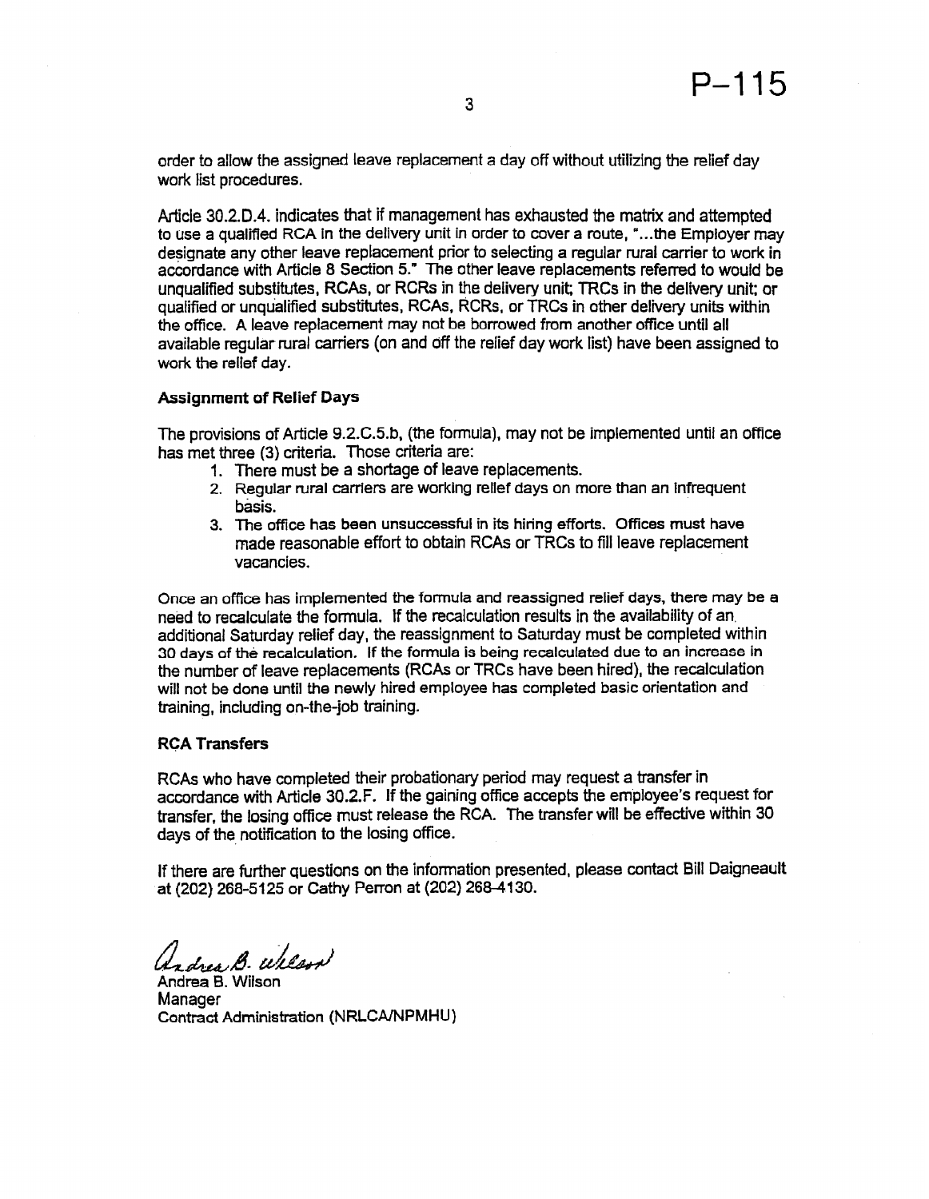order to allow the assigned leave replacement a day off without utilizing the relief day work list procedures.

Article 30.2.D.4. indicates that if management has exhausted the matrix and attempted to use a qualified RCA in the delivery unit in order to cover a route, "...the Employer may designate any other leave replacement prior to selecting a regular rural carrier to work in accordance with Article 8 Section 5." The other leave replacements referred to would be unqualified substitutes, RCAs, or RCRs in the delivery unit; TRCs in the delivery unit; or qualified or unqualified substitutes, RCAs, RCRs, or TRCs in other delivery units within the office. A leave replacement may not be borrowed from another office until all available regular rural carriers (on and off the relief day work list) have been assigned to work the relief day.

### Assignment of Relief Days

The provisions of Article 9.2.C.5.b, (the formula), may not be implemented until an office has met three (3) criteria. Those criteria are:

1. There must be a shortage of leave replacements.
2. Regular rural carriers are working relief days on more than an infrequent basis.
3. The office has been unsuccessful in its hiring efforts. Offices must have made reasonable effort to obtain RCAs or TRCs to fill leave replacement vacancies.

Once an office has implemented the formula and reassigned relief days, there may be a need to recalculate the formula. If the recalculation results in the availability of an additional Saturday relief day, the reassignment to Saturday must be completed within 30 days of the recalculation. If the formula is being recalculated due to an increase in the number of leave replacements (RCAs or TRCs have been hired), the recalculation will not be done until the newly hired employee has completed basic orientation and training, including on-the-job training.

### RCA Transfers

RCAs who have completed their probationary period may request a transfer in accordance with Article 30.2.F. If the gaining office accepts the employee's request for transfer, the losing office must release the RCA. The transfer will be effective within 30 days of the notification to the losing office.

If there are further questions on the information presented, please contact Bill Daigneault at (202) 268-5125 or Cathy Perron at (202) 268-4130.

Andrea B. Wilson

Andrea B. Wilson
Manager
Contract Administration (NRLCA/NPMHU)